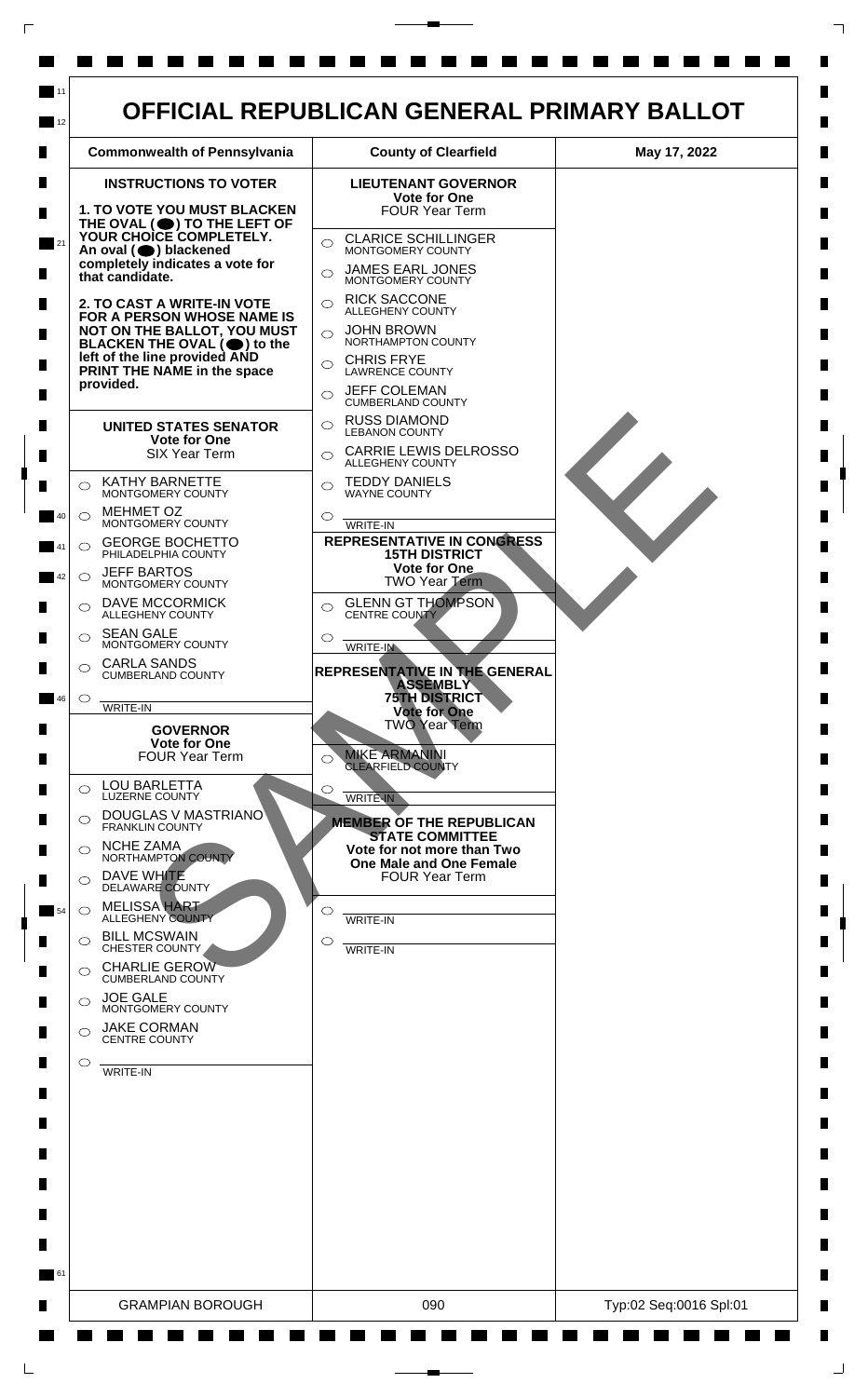# OFFICIAL REPUBLICAN GENERAL PRIMARY BALLOT

| Commonwealth of Pennsylvania | County of Clearfield | May 17, 2022 |
|---|---|---|

## INSTRUCTIONS TO VOTER

**1. TO VOTE YOU MUST BLACKEN THE OVAL (⬤) TO THE LEFT OF YOUR CHOICE COMPLETELY. An oval (⬤) blackened completely indicates a vote for that candidate.**

**2. TO CAST A WRITE-IN VOTE FOR A PERSON WHOSE NAME IS NOT ON THE BALLOT, YOU MUST BLACKEN THE OVAL (⬤) to the left of the line provided AND PRINT THE NAME in the space provided.**

### UNITED STATES SENATOR
**Vote for One**
SIX Year Term

- ○ KATHY BARNETTE — MONTGOMERY COUNTY
- ○ MEHMET OZ — MONTGOMERY COUNTY
- ○ GEORGE BOCHETTO — PHILADELPHIA COUNTY
- ○ JEFF BARTOS — MONTGOMERY COUNTY
- ○ DAVE MCCORMICK — ALLEGHENY COUNTY
- ○ SEAN GALE — MONTGOMERY COUNTY
- ○ CARLA SANDS — CUMBERLAND COUNTY
- ○ ________ WRITE-IN

### GOVERNOR
**Vote for One**
FOUR Year Term

- ○ LOU BARLETTA — LUZERNE COUNTY
- ○ DOUGLAS V MASTRIANO — FRANKLIN COUNTY
- ○ NCHE ZAMA — NORTHAMPTON COUNTY
- ○ DAVE WHITE — DELAWARE COUNTY
- ○ MELISSA HART — ALLEGHENY COUNTY
- ○ BILL MCSWAIN — CHESTER COUNTY
- ○ CHARLIE GEROW — CUMBERLAND COUNTY
- ○ JOE GALE — MONTGOMERY COUNTY
- ○ JAKE CORMAN — CENTRE COUNTY
- ○ ________ WRITE-IN

### LIEUTENANT GOVERNOR
**Vote for One**
FOUR Year Term

- ○ CLARICE SCHILLINGER — MONTGOMERY COUNTY
- ○ JAMES EARL JONES — MONTGOMERY COUNTY
- ○ RICK SACCONE — ALLEGHENY COUNTY
- ○ JOHN BROWN — NORTHAMPTON COUNTY
- ○ CHRIS FRYE — LAWRENCE COUNTY
- ○ JEFF COLEMAN — CUMBERLAND COUNTY
- ○ RUSS DIAMOND — LEBANON COUNTY
- ○ CARRIE LEWIS DELROSSO — ALLEGHENY COUNTY
- ○ TEDDY DANIELS — WAYNE COUNTY
- ○ ________ WRITE-IN

### REPRESENTATIVE IN CONGRESS 15TH DISTRICT
**Vote for One**
TWO Year Term

- ○ GLENN GT THOMPSON — CENTRE COUNTY
- ○ ________ WRITE-IN

### REPRESENTATIVE IN THE GENERAL ASSEMBLY 75TH DISTRICT
**Vote for One**
TWO Year Term

- ○ MIKE ARMANINI — CLEARFIELD COUNTY
- ○ ________ WRITE-IN

### MEMBER OF THE REPUBLICAN STATE COMMITTEE
**Vote for not more than Two One Male and One Female**
FOUR Year Term

- ○ ________ WRITE-IN
- ○ ________ WRITE-IN

SAMPLE

| GRAMPIAN BOROUGH | 090 | Typ:02 Seq:0016 Spl:01 |
|---|---|---|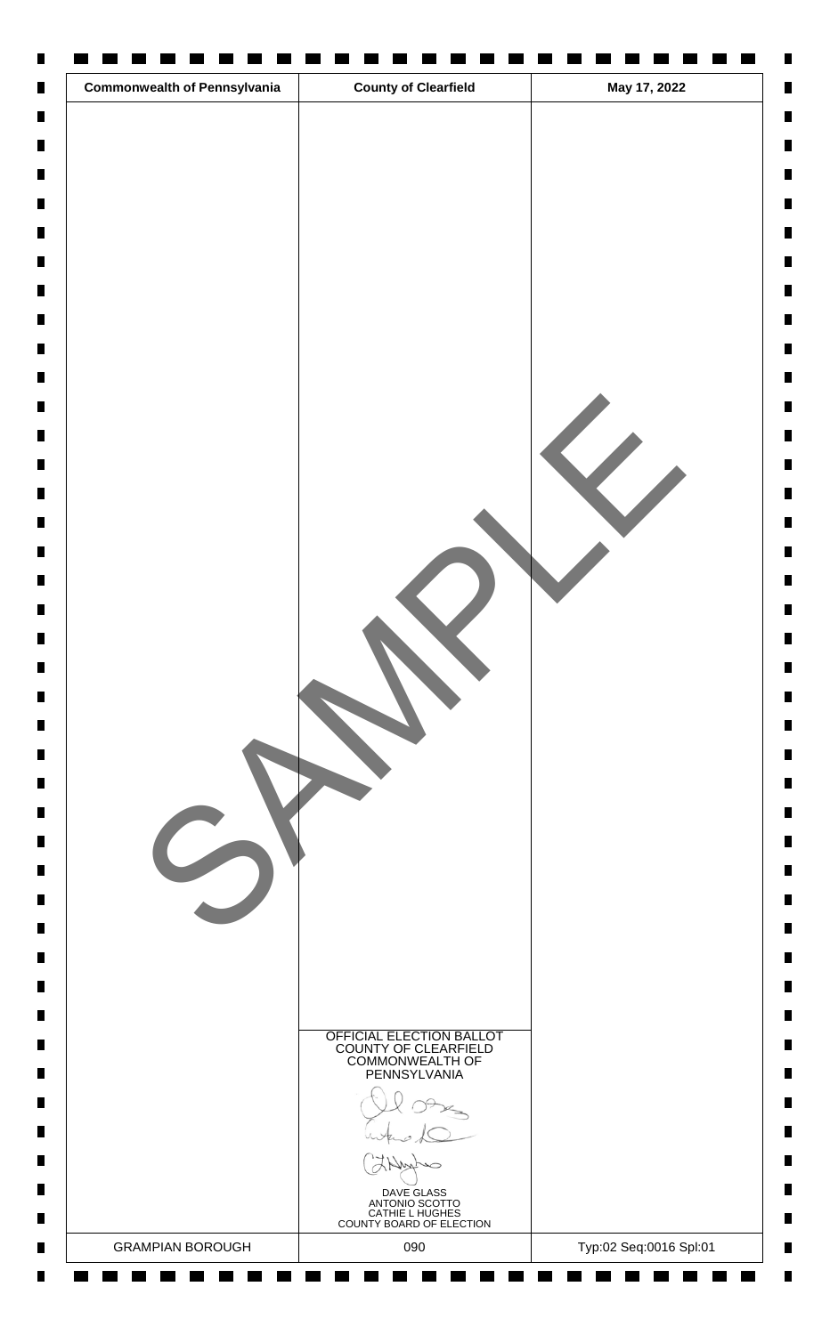| Commonwealth of Pennsylvania | County of Clearfield | May 17, 2022 |
| --- | --- | --- |
| | OFFICIAL ELECTION BALLOT<br>COUNTY OF CLEARFIELD<br>COMMONWEALTH OF PENNSYLVANIA<br><br>DAVE GLASS<br>ANTONIO SCOTTO<br>CATHIE L HUGHES<br>COUNTY BOARD OF ELECTION | |
| GRAMPIAN BOROUGH | 090 | Typ:02 Seq:0016 Spl:01 |

SAMPLE